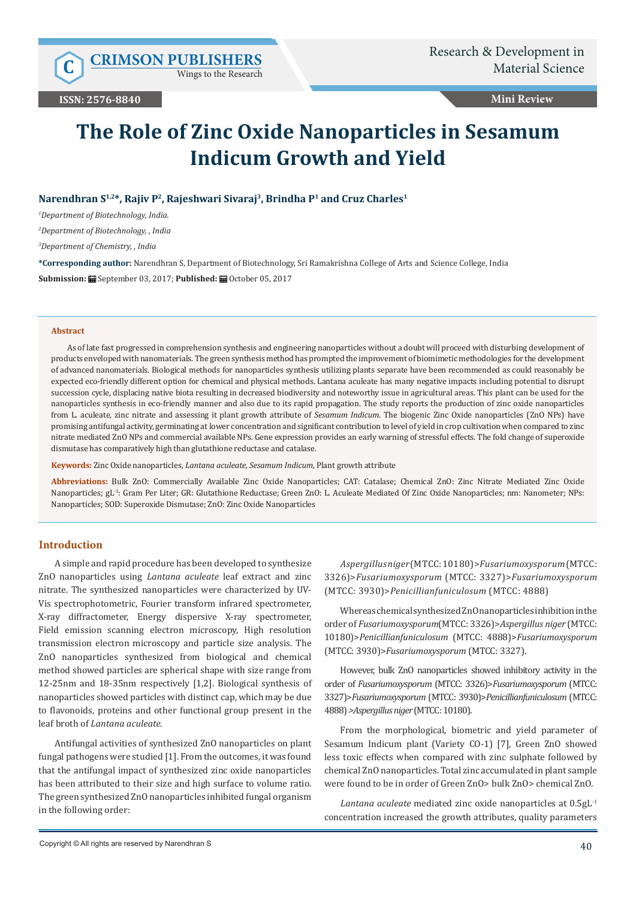# The Role of Zinc Oxide Nanoparticles in Sesamum Indicum Growth and Yield

**Narendhran S[1,2]*, Rajiv P[2], Rajeshwari Sivaraj[3], Brindha P[1] and Cruz Charles[1]**

[1]*Department of Biotechnology, India.*

[2]*Department of Biotechnology, , India*

[3]*Department of Chemistry, , India*

**\*Corresponding author:** Narendhran S, Department of Biotechnology, Sri Ramakrishna College of Arts and Science College, India

**Submission:** September 03, 2017; **Published:** October 05, 2017

## Abstract

As of late fast progressed in comprehension synthesis and engineering nanoparticles without a doubt will proceed with disturbing development of products enveloped with nanomaterials. The green synthesis method has prompted the improvement of biomimetic methodologies for the development of advanced nanomaterials. Biological methods for nanoparticles synthesis utilizing plants separate have been recommended as could reasonably be expected eco-friendly different option for chemical and physical methods. Lantana aculeate has many negative impacts including potential to disrupt succession cycle, displacing native biota resulting in decreased biodiversity and noteworthy issue in agricultural areas. This plant can be used for the nanoparticles synthesis in eco-friendly manner and also due to its rapid propagation. The study reports the production of zinc oxide nanoparticles from L. aculeate, zinc nitrate and assessing it plant growth attribute of *Sesamum Indicum*. The biogenic Zinc Oxide nanoparticles (ZnO NPs) have promising antifungal activity, germinating at lower concentration and significant contribution to level of yield in crop cultivation when compared to zinc nitrate mediated ZnO NPs and commercial available NPs. Gene expression provides an early warning of stressful effects. The fold change of superoxide dismutase has comparatively high than glutathione reductase and catalase.

**Keywords:** Zinc Oxide nanoparticles, *Lantana aculeate, Sesamum Indicum*, Plant growth attribute

**Abbreviations:** Bulk ZnO: Commercially Available Zinc Oxide Nanoparticles; CAT: Catalase; Chemical ZnO: Zinc Nitrate Mediated Zinc Oxide Nanoparticles; $gL^{-1}$: Gram Per Liter; GR: Glutathione Reductase; Green ZnO: L. Aculeate Mediated Of Zinc Oxide Nanoparticles; nm: Nanometer; NPs: Nanoparticles; SOD: Superoxide Dismutase; ZnO: Zinc Oxide Nanoparticles

## Introduction

A simple and rapid procedure has been developed to synthesize ZnO nanoparticles using *Lantana aculeate* leaf extract and zinc nitrate. The synthesized nanoparticles were characterized by UV-Vis spectrophotometric, Fourier transform infrared spectrometer, X-ray diffractometer, Energy dispersive X-ray spectrometer, Field emission scanning electron microscopy, High resolution transmission electron microscopy and particle size analysis. The ZnO nanoparticles synthesized from biological and chemical method showed particles are spherical shape with size range from 12-25nm and 18-35nm respectively [1,2]. Biological synthesis of nanoparticles showed particles with distinct cap, which may be due to flavonoids, proteins and other functional group present in the leaf broth of *Lantana aculeate*.

Antifungal activities of synthesized ZnO nanoparticles on plant fungal pathogens were studied [1]. From the outcomes, it was found that the antifungal impact of synthesized zinc oxide nanoparticles has been attributed to their size and high surface to volume ratio. The green synthesized ZnO nanoparticles inhibited fungal organism in the following order:

*Aspergillus niger* (MTCC: 10180)>*Fusariumoxysporum* (MTCC: 3326)>*Fusariumoxysporum* (MTCC: 3327)>*Fusariumoxysporum* (MTCC: 3930)>*Penicillianfuniculosum* (MTCC: 4888)

Whereas chemical synthesized ZnO nanoparticles inhibition in the order of *Fusariumoxysporum*(MTCC: 3326)>*Aspergillus niger* (MTCC: 10180)>*Penicillianfuniculosum* (MTCC: 4888)>*Fusariumoxysporum* (MTCC: 3930)>*Fusariumoxysporum* (MTCC: 3327).

However, bulk ZnO nanoparticles showed inhibitory activity in the order of *Fusariumoxysporum* (MTCC: 3326)>*Fusariumoxysporum* (MTCC: 3327)>*Fusariumoxysporum* (MTCC: 3930)>*Penicillianfuniculosum* (MTCC: 4888) >*Aspergillus niger* (MTCC: 10180).

From the morphological, biometric and yield parameter of Sesamum Indicum plant (Variety CO-1) [7], Green ZnO showed less toxic effects when compared with zinc sulphate followed by chemical ZnO nanoparticles. Total zinc accumulated in plant sample were found to be in order of Green ZnO> bulk ZnO> chemical ZnO.

*Lantana aculeate* mediated zinc oxide nanoparticles at $0.5gL^{-1}$ concentration increased the growth attributes, quality parameters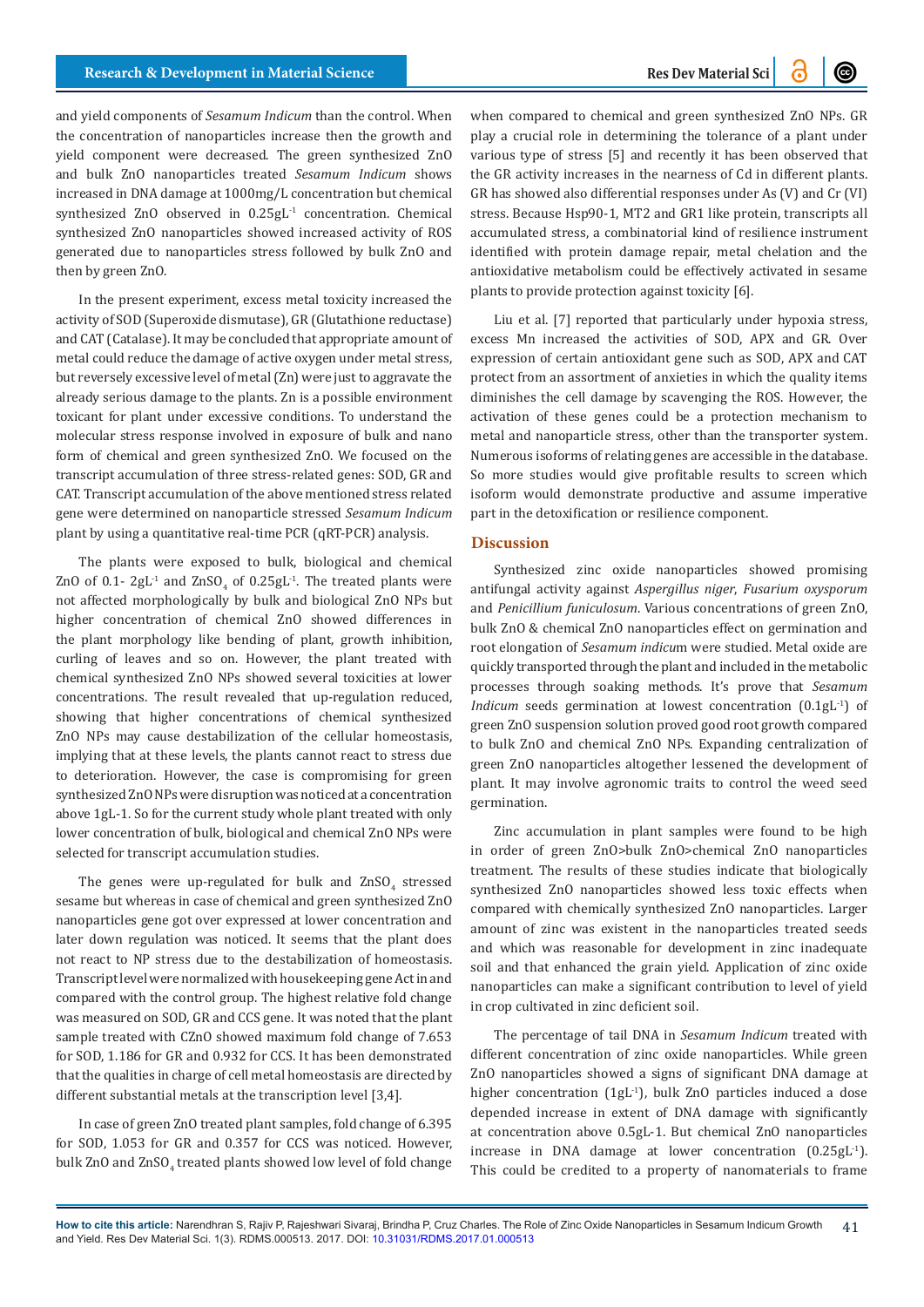and yield components of *Sesamum Indicum* than the control. When the concentration of nanoparticles increase then the growth and yield component were decreased. The green synthesized ZnO and bulk ZnO nanoparticles treated *Sesamum Indicum* shows increased in DNA damage at 1000mg/L concentration but chemical synthesized ZnO observed in $0.25gL^{-1}$ concentration. Chemical synthesized ZnO nanoparticles showed increased activity of ROS generated due to nanoparticles stress followed by bulk ZnO and then by green ZnO.

In the present experiment, excess metal toxicity increased the activity of SOD (Superoxide dismutase), GR (Glutathione reductase) and CAT (Catalase). It may be concluded that appropriate amount of metal could reduce the damage of active oxygen under metal stress, but reversely excessive level of metal (Zn) were just to aggravate the already serious damage to the plants. Zn is a possible environment toxicant for plant under excessive conditions. To understand the molecular stress response involved in exposure of bulk and nano form of chemical and green synthesized ZnO. We focused on the transcript accumulation of three stress-related genes: SOD, GR and CAT. Transcript accumulation of the above mentioned stress related gene were determined on nanoparticle stressed *Sesamum Indicum* plant by using a quantitative real-time PCR (qRT-PCR) analysis.

The plants were exposed to bulk, biological and chemical ZnO of 0.1- $2gL^{-1}$ and $ZnSO_4$ of $0.25gL^{-1}$. The treated plants were not affected morphologically by bulk and biological ZnO NPs but higher concentration of chemical ZnO showed differences in the plant morphology like bending of plant, growth inhibition, curling of leaves and so on. However, the plant treated with chemical synthesized ZnO NPs showed several toxicities at lower concentrations. The result revealed that up-regulation reduced, showing that higher concentrations of chemical synthesized ZnO NPs may cause destabilization of the cellular homeostasis, implying that at these levels, the plants cannot react to stress due to deterioration. However, the case is compromising for green synthesized ZnO NPs were disruption was noticed at a concentration above 1gL-1. So for the current study whole plant treated with only lower concentration of bulk, biological and chemical ZnO NPs were selected for transcript accumulation studies.

The genes were up-regulated for bulk and $ZnSO_4$ stressed sesame but whereas in case of chemical and green synthesized ZnO nanoparticles gene got over expressed at lower concentration and later down regulation was noticed. It seems that the plant does not react to NP stress due to the destabilization of homeostasis. Transcript level were normalized with housekeeping gene Act in and compared with the control group. The highest relative fold change was measured on SOD, GR and CCS gene. It was noted that the plant sample treated with CZnO showed maximum fold change of 7.653 for SOD, 1.186 for GR and 0.932 for CCS. It has been demonstrated that the qualities in charge of cell metal homeostasis are directed by different substantial metals at the transcription level [3,4].

In case of green ZnO treated plant samples, fold change of 6.395 for SOD, 1.053 for GR and 0.357 for CCS was noticed. However, bulk ZnO and $ZnSO_4$ treated plants showed low level of fold change when compared to chemical and green synthesized ZnO NPs. GR play a crucial role in determining the tolerance of a plant under various type of stress [5] and recently it has been observed that the GR activity increases in the nearness of Cd in different plants. GR has showed also differential responses under As (V) and Cr (VI) stress. Because Hsp90-1, MT2 and GR1 like protein, transcripts all accumulated stress, a combinatorial kind of resilience instrument identified with protein damage repair, metal chelation and the antioxidative metabolism could be effectively activated in sesame plants to provide protection against toxicity [6].

Liu et al. [7] reported that particularly under hypoxia stress, excess Mn increased the activities of SOD, APX and GR. Over expression of certain antioxidant gene such as SOD, APX and CAT protect from an assortment of anxieties in which the quality items diminishes the cell damage by scavenging the ROS. However, the activation of these genes could be a protection mechanism to metal and nanoparticle stress, other than the transporter system. Numerous isoforms of relating genes are accessible in the database. So more studies would give profitable results to screen which isoform would demonstrate productive and assume imperative part in the detoxification or resilience component.

## Discussion

Synthesized zinc oxide nanoparticles showed promising antifungal activity against *Aspergillus niger*, *Fusarium oxysporum* and *Penicillium funiculosum*. Various concentrations of green ZnO, bulk ZnO & chemical ZnO nanoparticles effect on germination and root elongation of *Sesamum indicu*m were studied. Metal oxide are quickly transported through the plant and included in the metabolic processes through soaking methods. It's prove that *Sesamum Indicum* seeds germination at lowest concentration ($0.1gL^{-1}$) of green ZnO suspension solution proved good root growth compared to bulk ZnO and chemical ZnO NPs. Expanding centralization of green ZnO nanoparticles altogether lessened the development of plant. It may involve agronomic traits to control the weed seed germination.

Zinc accumulation in plant samples were found to be high in order of green ZnO>bulk ZnO>chemical ZnO nanoparticles treatment. The results of these studies indicate that biologically synthesized ZnO nanoparticles showed less toxic effects when compared with chemically synthesized ZnO nanoparticles. Larger amount of zinc was existent in the nanoparticles treated seeds and which was reasonable for development in zinc inadequate soil and that enhanced the grain yield. Application of zinc oxide nanoparticles can make a significant contribution to level of yield in crop cultivated in zinc deficient soil.

The percentage of tail DNA in *Sesamum Indicum* treated with different concentration of zinc oxide nanoparticles. While green ZnO nanoparticles showed a signs of significant DNA damage at higher concentration ($1gL^{-1}$), bulk ZnO particles induced a dose depended increase in extent of DNA damage with significantly at concentration above 0.5gL-1. But chemical ZnO nanoparticles increase in DNA damage at lower concentration ($0.25gL^{-1}$). This could be credited to a property of nanomaterials to frame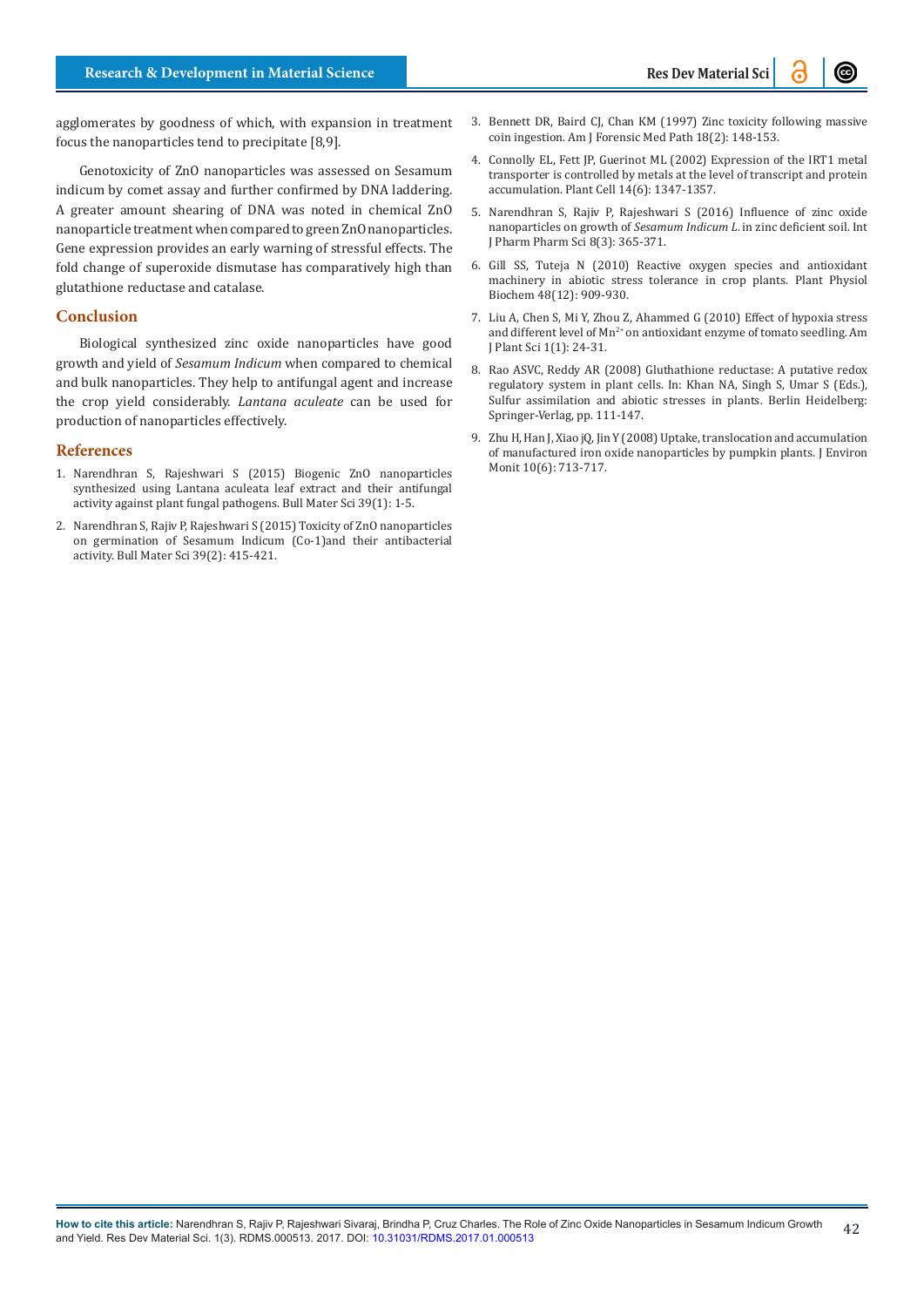agglomerates by goodness of which, with expansion in treatment focus the nanoparticles tend to precipitate [8,9].

Genotoxicity of ZnO nanoparticles was assessed on Sesamum indicum by comet assay and further confirmed by DNA laddering. A greater amount shearing of DNA was noted in chemical ZnO nanoparticle treatment when compared to green ZnO nanoparticles. Gene expression provides an early warning of stressful effects. The fold change of superoxide dismutase has comparatively high than glutathione reductase and catalase.

## Conclusion

Biological synthesized zinc oxide nanoparticles have good growth and yield of *Sesamum Indicum* when compared to chemical and bulk nanoparticles. They help to antifungal agent and increase the crop yield considerably. *Lantana aculeate* can be used for production of nanoparticles effectively.

## References

1. Narendhran S, Rajeshwari S (2015) Biogenic ZnO nanoparticles synthesized using Lantana aculeata leaf extract and their antifungal activity against plant fungal pathogens. Bull Mater Sci 39(1): 1-5.
2. Narendhran S, Rajiv P, Rajeshwari S (2015) Toxicity of ZnO nanoparticles on germination of Sesamum Indicum (Co-1)and their antibacterial activity. Bull Mater Sci 39(2): 415-421.
3. Bennett DR, Baird CJ, Chan KM (1997) Zinc toxicity following massive coin ingestion. Am J Forensic Med Path 18(2): 148-153.
4. Connolly EL, Fett JP, Guerinot ML (2002) Expression of the IRT1 metal transporter is controlled by metals at the level of transcript and protein accumulation. Plant Cell 14(6): 1347-1357.
5. Narendhran S, Rajiv P, Rajeshwari S (2016) Influence of zinc oxide nanoparticles on growth of *Sesamum Indicum L.* in zinc deficient soil. Int J Pharm Pharm Sci 8(3): 365-371.
6. Gill SS, Tuteja N (2010) Reactive oxygen species and antioxidant machinery in abiotic stress tolerance in crop plants. Plant Physiol Biochem 48(12): 909-930.
7. Liu A, Chen S, Mi Y, Zhou Z, Ahammed G (2010) Effect of hypoxia stress and different level of $Mn^{2+}$ on antioxidant enzyme of tomato seedling. Am J Plant Sci 1(1): 24-31.
8. Rao ASVC, Reddy AR (2008) Gluthathione reductase: A putative redox regulatory system in plant cells. In: Khan NA, Singh S, Umar S (Eds.), Sulfur assimilation and abiotic stresses in plants. Berlin Heidelberg: Springer-Verlag, pp. 111-147.
9. Zhu H, Han J, Xiao jQ, Jin Y (2008) Uptake, translocation and accumulation of manufactured iron oxide nanoparticles by pumpkin plants. J Environ Monit 10(6): 713-717.

**How to cite this article:** Narendhran S, Rajiv P, Rajeshwari Sivaraj, Brindha P, Cruz Charles. The Role of Zinc Oxide Nanoparticles in Sesamum Indicum Growth and Yield. Res Dev Material Sci. 1(3). RDMS.000513. 2017. DOI: 10.31031/RDMS.2017.01.000513